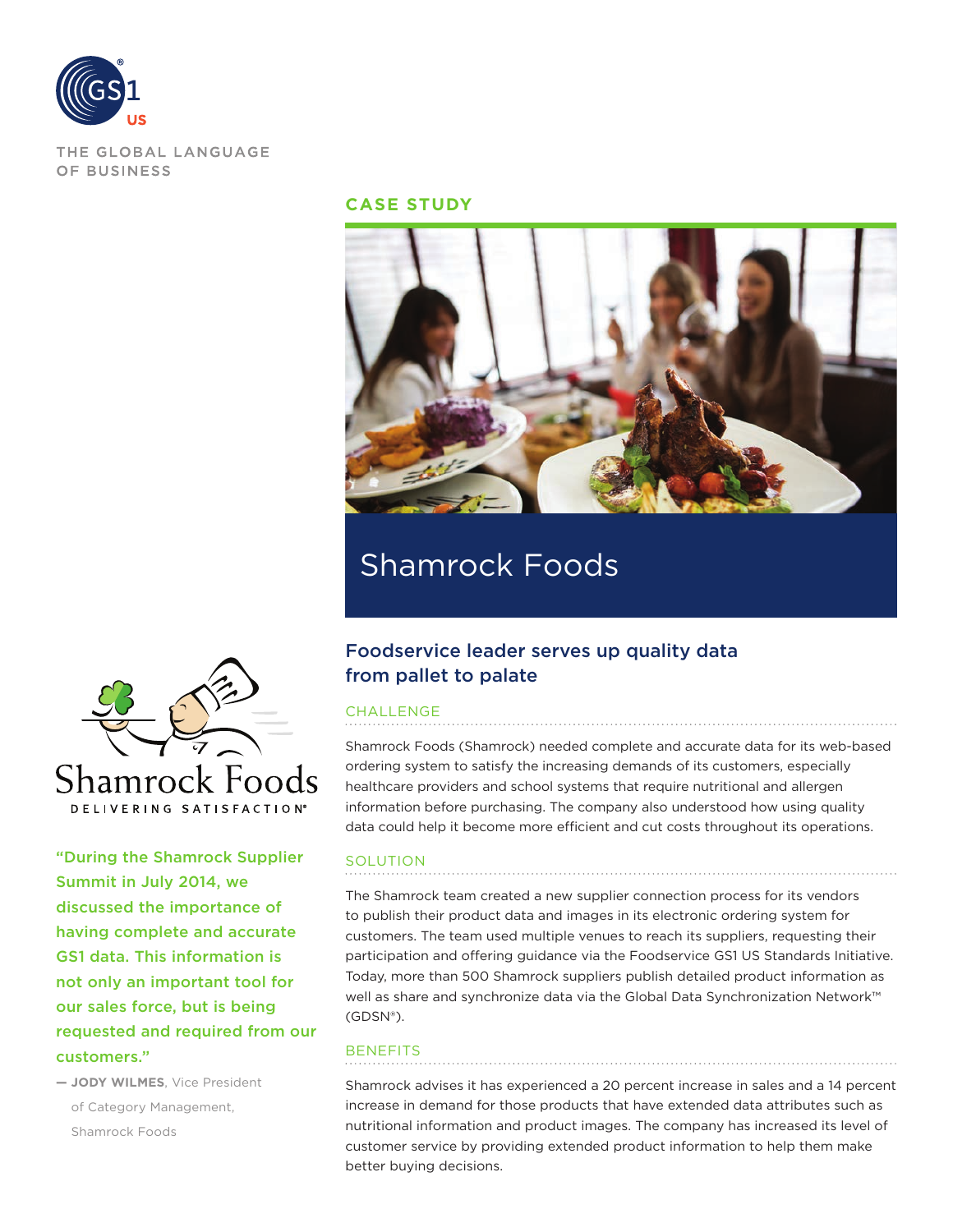THE GLOBAL LANGUAGE OF BUSINESS

CASE STUDY

# Shamrock Foods

## Foodservice leader serves up quality data from pallet to palate

### CHALLENGE

Shamrock Foods (Shamrock) needed complete and accurate data for its web-based ordering system to satisfy the increasing demands of its customers, especially healthcare providers and school systems that require nutritional and allergen information before purchasing. The company also understood how using quality data could help it become more efficient and cut costs throughout its operations.

### SOLUTION

The Shamrock team created a new supplier connection process for its vendors to publish their product data and images in its electronic ordering system for customers. The team used multiple venues to reach its suppliers, requesting their participation and offering guidance via the Foodservice GS1 US Standards Initiative. Today, more than 500 Shamrock suppliers publish detailed product information as well as share and synchronize data via the Global Data Synchronization Network™ (GDSN®).

### BENEFITS

Shamrock advises it has experienced a 20 percent increase in sales and a 14 percent increase in demand for those products that have extended data attributes such as nutritional information and product images. The company has increased its level of customer service by providing extended product information to help them make better buying decisions.

Shamrock Foods
DELIVERING SATISFACTION®

"During the Shamrock Supplier Summit in July 2014, we discussed the importance of having complete and accurate GS1 data. This information is not only an important tool for our sales force, but is being requested and required from our customers."

— **JODY WILMES**, Vice President of Category Management, Shamrock Foods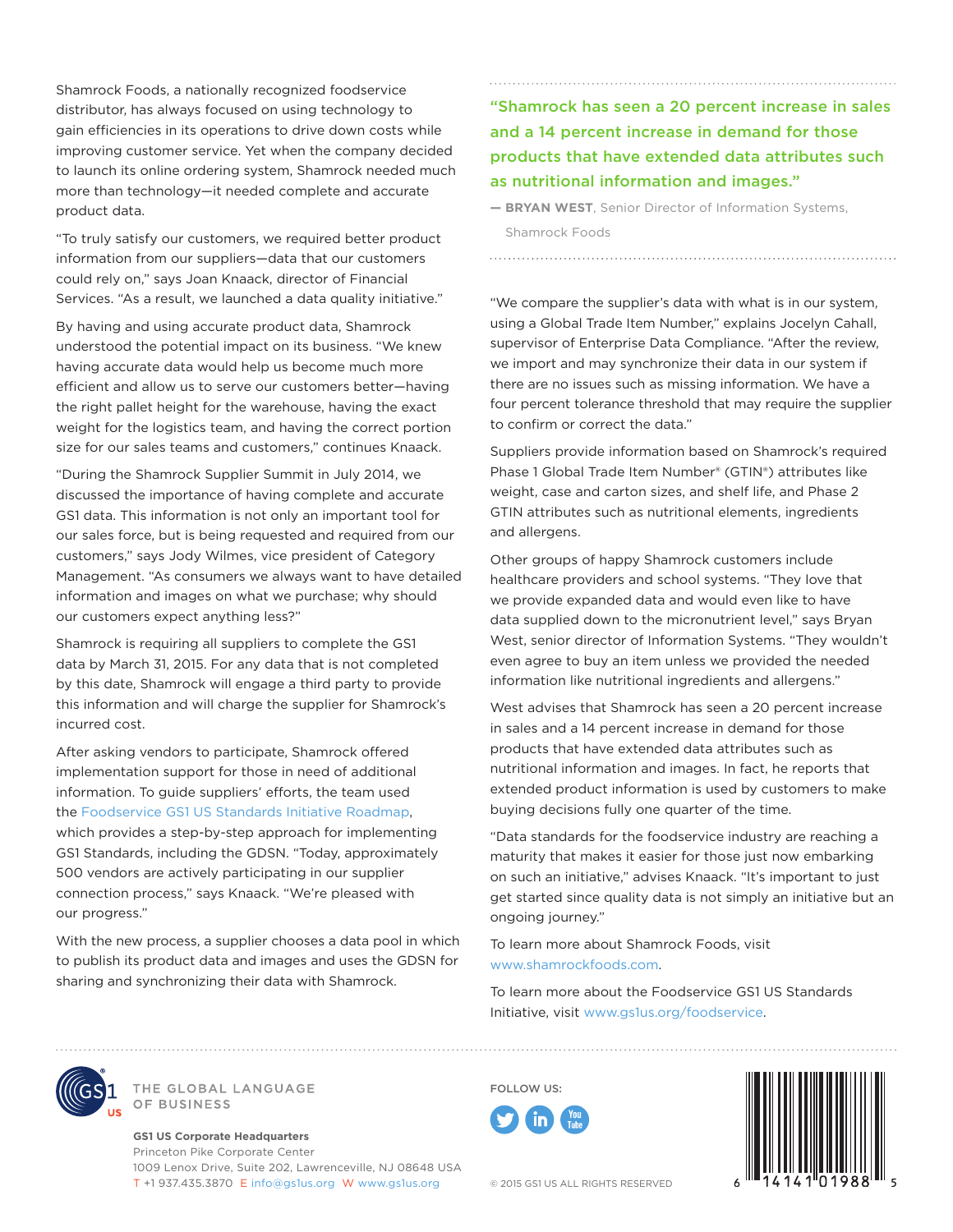Shamrock Foods, a nationally recognized foodservice distributor, has always focused on using technology to gain efficiencies in its operations to drive down costs while improving customer service. Yet when the company decided to launch its online ordering system, Shamrock needed much more than technology—it needed complete and accurate product data.

"To truly satisfy our customers, we required better product information from our suppliers—data that our customers could rely on," says Joan Knaack, director of Financial Services. "As a result, we launched a data quality initiative."

By having and using accurate product data, Shamrock understood the potential impact on its business. "We knew having accurate data would help us become much more efficient and allow us to serve our customers better—having the right pallet height for the warehouse, having the exact weight for the logistics team, and having the correct portion size for our sales teams and customers," continues Knaack.

"During the Shamrock Supplier Summit in July 2014, we discussed the importance of having complete and accurate GS1 data. This information is not only an important tool for our sales force, but is being requested and required from our customers," says Jody Wilmes, vice president of Category Management. "As consumers we always want to have detailed information and images on what we purchase; why should our customers expect anything less?"

Shamrock is requiring all suppliers to complete the GS1 data by March 31, 2015. For any data that is not completed by this date, Shamrock will engage a third party to provide this information and will charge the supplier for Shamrock's incurred cost.

After asking vendors to participate, Shamrock offered implementation support for those in need of additional information. To guide suppliers' efforts, the team used the Foodservice GS1 US Standards Initiative Roadmap, which provides a step-by-step approach for implementing GS1 Standards, including the GDSN. "Today, approximately 500 vendors are actively participating in our supplier connection process," says Knaack. "We're pleased with our progress."

With the new process, a supplier chooses a data pool in which to publish its product data and images and uses the GDSN for sharing and synchronizing their data with Shamrock.

> **"Shamrock has seen a 20 percent increase in sales and a 14 percent increase in demand for those products that have extended data attributes such as nutritional information and images."**
>
> — **BRYAN WEST**, Senior Director of Information Systems, Shamrock Foods

"We compare the supplier's data with what is in our system, using a Global Trade Item Number," explains Jocelyn Cahall, supervisor of Enterprise Data Compliance. "After the review, we import and may synchronize their data in our system if there are no issues such as missing information. We have a four percent tolerance threshold that may require the supplier to confirm or correct the data."

Suppliers provide information based on Shamrock's required Phase 1 Global Trade Item Number® (GTIN®) attributes like weight, case and carton sizes, and shelf life, and Phase 2 GTIN attributes such as nutritional elements, ingredients and allergens.

Other groups of happy Shamrock customers include healthcare providers and school systems. "They love that we provide expanded data and would even like to have data supplied down to the micronutrient level," says Bryan West, senior director of Information Systems. "They wouldn't even agree to buy an item unless we provided the needed information like nutritional ingredients and allergens."

West advises that Shamrock has seen a 20 percent increase in sales and a 14 percent increase in demand for those products that have extended data attributes such as nutritional information and images. In fact, he reports that extended product information is used by customers to make buying decisions fully one quarter of the time.

"Data standards for the foodservice industry are reaching a maturity that makes it easier for those just now embarking on such an initiative," advises Knaack. "It's important to just get started since quality data is not simply an initiative but an ongoing journey."

To learn more about Shamrock Foods, visit www.shamrockfoods.com.

To learn more about the Foodservice GS1 US Standards Initiative, visit www.gs1us.org/foodservice.

THE GLOBAL LANGUAGE OF BUSINESS

**GS1 US Corporate Headquarters**
Princeton Pike Corporate Center
1009 Lenox Drive, Suite 202, Lawrenceville, NJ 08648 USA
T +1 937.435.3870 E info@gs1us.org W www.gs1us.org

FOLLOW US:

© 2015 GS1 US ALL RIGHTS RESERVED

6 14141 01988 5